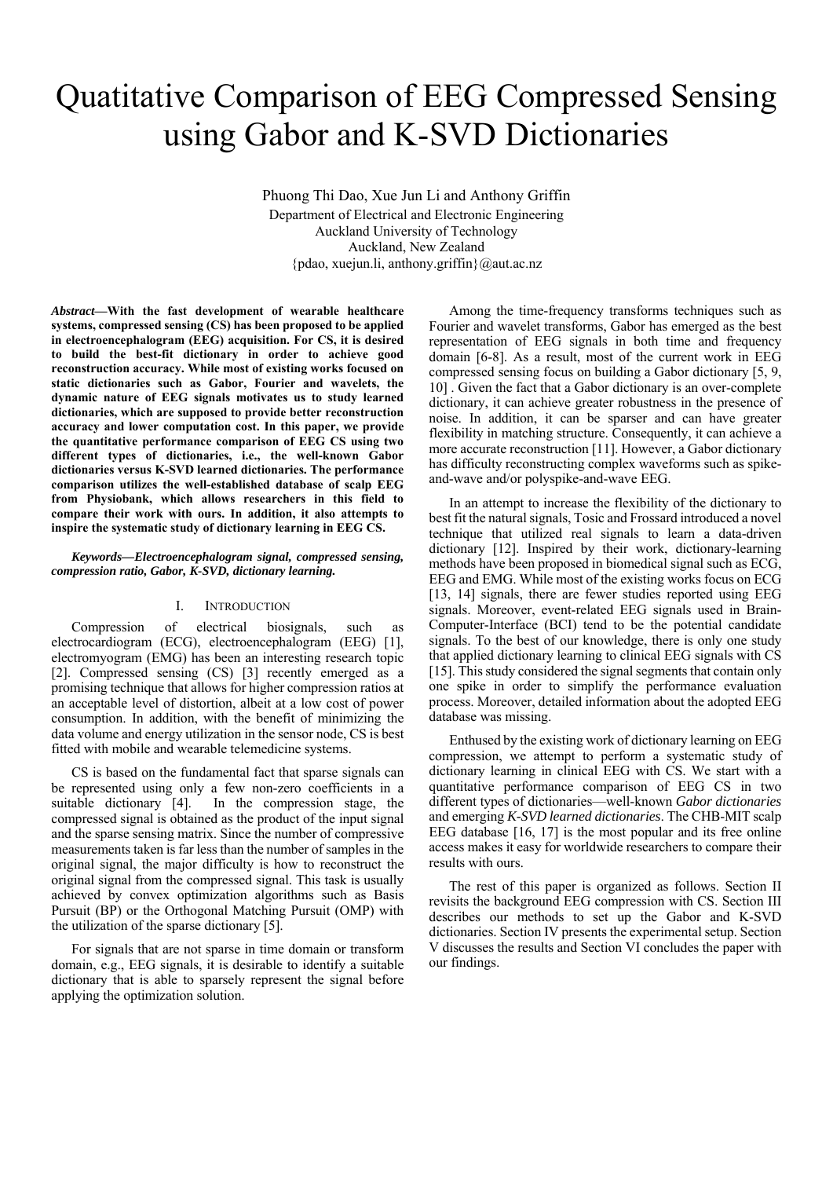# Quatitative Comparison of EEG Compressed Sensing using Gabor and K-SVD Dictionaries

Phuong Thi Dao, Xue Jun Li and Anthony Griffin
Department of Electrical and Electronic Engineering
Auckland University of Technology
Auckland, New Zealand
{pdao, xuejun.li, anthony.griffin}@aut.ac.nz

***Abstract*—With the fast development of wearable healthcare systems, compressed sensing (CS) has been proposed to be applied in electroencephalogram (EEG) acquisition. For CS, it is desired to build the best-fit dictionary in order to achieve good reconstruction accuracy. While most of existing works focused on static dictionaries such as Gabor, Fourier and wavelets, the dynamic nature of EEG signals motivates us to study learned dictionaries, which are supposed to provide better reconstruction accuracy and lower computation cost. In this paper, we provide the quantitative performance comparison of EEG CS using two different types of dictionaries, i.e., the well-known Gabor dictionaries versus K-SVD learned dictionaries. The performance comparison utilizes the well-established database of scalp EEG from Physiobank, which allows researchers in this field to compare their work with ours. In addition, it also attempts to inspire the systematic study of dictionary learning in EEG CS.**

***Keywords—Electroencephalogram signal, compressed sensing, compression ratio, Gabor, K-SVD, dictionary learning.***

## I. Introduction

Compression of electrical biosignals, such as electrocardiogram (ECG), electroencephalogram (EEG) [1], electromyogram (EMG) has been an interesting research topic [2]. Compressed sensing (CS) [3] recently emerged as a promising technique that allows for higher compression ratios at an acceptable level of distortion, albeit at a low cost of power consumption. In addition, with the benefit of minimizing the data volume and energy utilization in the sensor node, CS is best fitted with mobile and wearable telemedicine systems.

CS is based on the fundamental fact that sparse signals can be represented using only a few non-zero coefficients in a suitable dictionary [4]. In the compression stage, the compressed signal is obtained as the product of the input signal and the sparse sensing matrix. Since the number of compressive measurements taken is far less than the number of samples in the original signal, the major difficulty is how to reconstruct the original signal from the compressed signal. This task is usually achieved by convex optimization algorithms such as Basis Pursuit (BP) or the Orthogonal Matching Pursuit (OMP) with the utilization of the sparse dictionary [5].

For signals that are not sparse in time domain or transform domain, e.g., EEG signals, it is desirable to identify a suitable dictionary that is able to sparsely represent the signal before applying the optimization solution.

Among the time-frequency transforms techniques such as Fourier and wavelet transforms, Gabor has emerged as the best representation of EEG signals in both time and frequency domain [6-8]. As a result, most of the current work in EEG compressed sensing focus on building a Gabor dictionary [5, 9, 10] . Given the fact that a Gabor dictionary is an over-complete dictionary, it can achieve greater robustness in the presence of noise. In addition, it can be sparser and can have greater flexibility in matching structure. Consequently, it can achieve a more accurate reconstruction [11]. However, a Gabor dictionary has difficulty reconstructing complex waveforms such as spike-and-wave and/or polyspike-and-wave EEG.

In an attempt to increase the flexibility of the dictionary to best fit the natural signals, Tosic and Frossard introduced a novel technique that utilized real signals to learn a data-driven dictionary [12]. Inspired by their work, dictionary-learning methods have been proposed in biomedical signal such as ECG, EEG and EMG. While most of the existing works focus on ECG [13, 14] signals, there are fewer studies reported using EEG signals. Moreover, event-related EEG signals used in Brain-Computer-Interface (BCI) tend to be the potential candidate signals. To the best of our knowledge, there is only one study that applied dictionary learning to clinical EEG signals with CS [15]. This study considered the signal segments that contain only one spike in order to simplify the performance evaluation process. Moreover, detailed information about the adopted EEG database was missing.

Enthused by the existing work of dictionary learning on EEG compression, we attempt to perform a systematic study of dictionary learning in clinical EEG with CS. We start with a quantitative performance comparison of EEG CS in two different types of dictionaries—well-known *Gabor dictionaries* and emerging *K-SVD learned dictionaries*. The CHB-MIT scalp EEG database [16, 17] is the most popular and its free online access makes it easy for worldwide researchers to compare their results with ours.

The rest of this paper is organized as follows. Section II revisits the background EEG compression with CS. Section III describes our methods to set up the Gabor and K-SVD dictionaries. Section IV presents the experimental setup. Section V discusses the results and Section VI concludes the paper with our findings.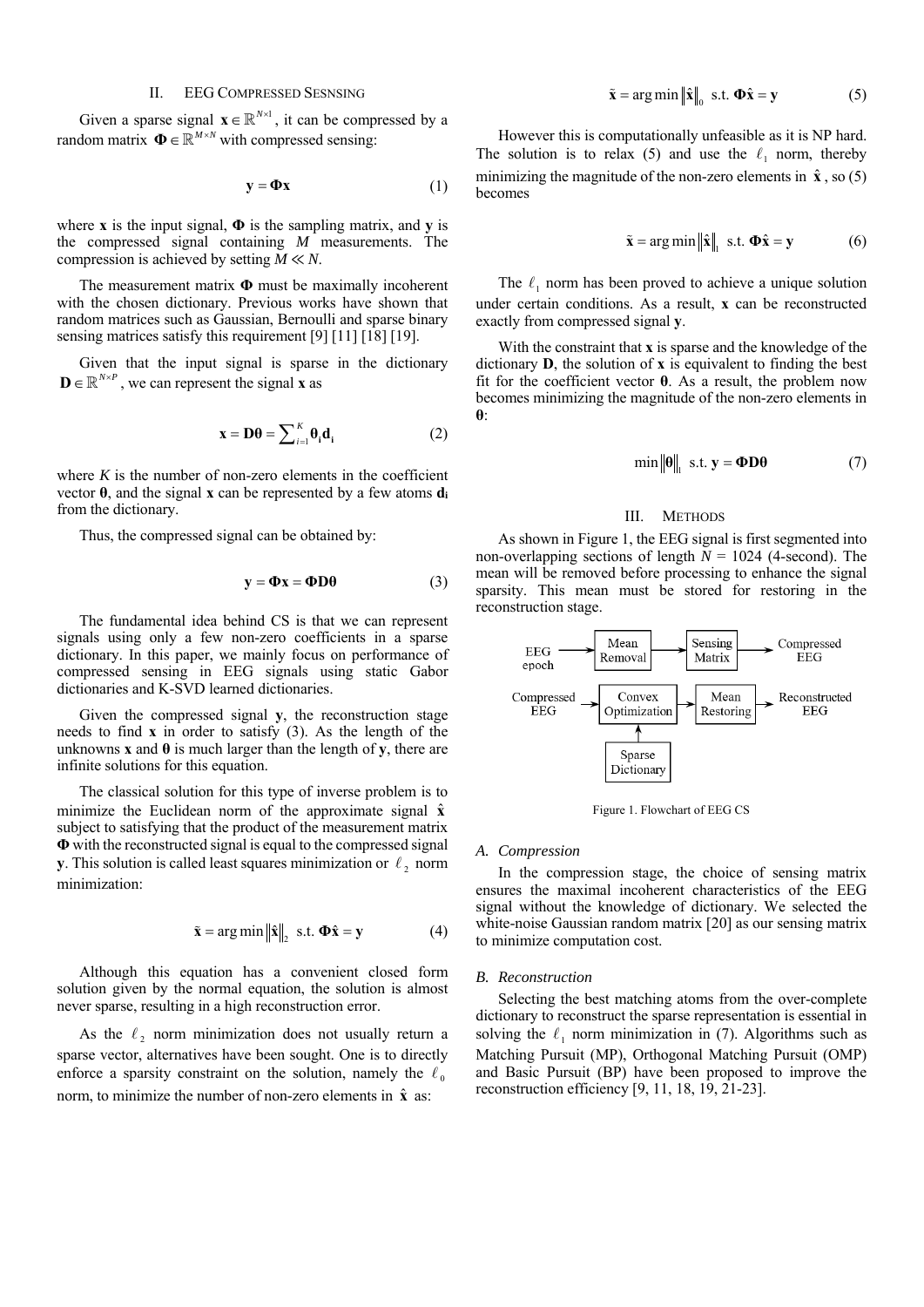## II. EEG COMPRESSED SESNSING

Given a sparse signal $\mathbf{x} \in \mathbb{R}^{N \times 1}$, it can be compressed by a random matrix $\mathbf{\Phi} \in \mathbb{R}^{M \times N}$ with compressed sensing:

$$\mathbf{y} = \mathbf{\Phi x} \quad (1)$$

where **x** is the input signal, **Φ** is the sampling matrix, and **y** is the compressed signal containing *M* measurements. The compression is achieved by setting $M \ll N$.

The measurement matrix **Φ** must be maximally incoherent with the chosen dictionary. Previous works have shown that random matrices such as Gaussian, Bernoulli and sparse binary sensing matrices satisfy this requirement [9] [11] [18] [19].

Given that the input signal is sparse in the dictionary $\mathbf{D} \in \mathbb{R}^{N \times P}$, we can represent the signal **x** as

$$\mathbf{x} = \mathbf{D\theta} = \sum_{i=1}^{K} \mathbf{\theta_i d_i} \quad (2)$$

where *K* is the number of non-zero elements in the coefficient vector **θ**, and the signal **x** can be represented by a few atoms $\mathbf{d_i}$ from the dictionary.

Thus, the compressed signal can be obtained by:

$$\mathbf{y} = \mathbf{\Phi x} = \mathbf{\Phi D \theta} \quad (3)$$

The fundamental idea behind CS is that we can represent signals using only a few non-zero coefficients in a sparse dictionary. In this paper, we mainly focus on performance of compressed sensing in EEG signals using static Gabor dictionaries and K-SVD learned dictionaries.

Given the compressed signal **y**, the reconstruction stage needs to find **x** in order to satisfy (3). As the length of the unknowns **x** and **θ** is much larger than the length of **y**, there are infinite solutions for this equation.

The classical solution for this type of inverse problem is to minimize the Euclidean norm of the approximate signal $\hat{\mathbf{x}}$ subject to satisfying that the product of the measurement matrix **Φ** with the reconstructed signal is equal to the compressed signal **y**. This solution is called least squares minimization or $\ell_2$ norm minimization:

$$\tilde{\mathbf{x}} = \arg\min \|\hat{\mathbf{x}}\|_2 \;\; \text{s.t. } \mathbf{\Phi}\hat{\mathbf{x}} = \mathbf{y} \quad (4)$$

Although this equation has a convenient closed form solution given by the normal equation, the solution is almost never sparse, resulting in a high reconstruction error.

As the $\ell_2$ norm minimization does not usually return a sparse vector, alternatives have been sought. One is to directly enforce a sparsity constraint on the solution, namely the $\ell_0$ norm, to minimize the number of non-zero elements in $\hat{\mathbf{x}}$ as:

$$\tilde{\mathbf{x}} = \arg\min \|\hat{\mathbf{x}}\|_0 \;\; \text{s.t. } \mathbf{\Phi}\hat{\mathbf{x}} = \mathbf{y} \quad (5)$$

However this is computationally unfeasible as it is NP hard. The solution is to relax (5) and use the $\ell_1$ norm, thereby minimizing the magnitude of the non-zero elements in $\hat{\mathbf{x}}$, so (5) becomes

$$\tilde{\mathbf{x}} = \arg\min \|\hat{\mathbf{x}}\|_1 \;\; \text{s.t. } \mathbf{\Phi}\hat{\mathbf{x}} = \mathbf{y} \quad (6)$$

The $\ell_1$ norm has been proved to achieve a unique solution under certain conditions. As a result, **x** can be reconstructed exactly from compressed signal **y**.

With the constraint that **x** is sparse and the knowledge of the dictionary **D**, the solution of **x** is equivalent to finding the best fit for the coefficient vector **θ**. As a result, the problem now becomes minimizing the magnitude of the non-zero elements in **θ**:

$$\min \|\mathbf{\theta}\|_1 \;\; \text{s.t. } \mathbf{y} = \mathbf{\Phi D \theta} \quad (7)$$

## III. METHODS

As shown in Figure 1, the EEG signal is first segmented into non-overlapping sections of length *N* = 1024 (4-second). The mean will be removed before processing to enhance the signal sparsity. This mean must be stored for restoring in the reconstruction stage.

EEG epoch → Mean Removal → Sensing Matrix → Compressed EEG

Compressed EEG → Convex Optimization → Mean Restoring → Reconstructed EEG

Sparse Dictionary → Convex Optimization

Figure 1. Flowchart of EEG CS

### A. Compression

In the compression stage, the choice of sensing matrix ensures the maximal incoherent characteristics of the EEG signal without the knowledge of dictionary. We selected the white-noise Gaussian random matrix [20] as our sensing matrix to minimize computation cost.

### B. Reconstruction

Selecting the best matching atoms from the over-complete dictionary to reconstruct the sparse representation is essential in solving the $\ell_1$ norm minimization in (7). Algorithms such as Matching Pursuit (MP), Orthogonal Matching Pursuit (OMP) and Basic Pursuit (BP) have been proposed to improve the reconstruction efficiency [9, 11, 18, 19, 21-23].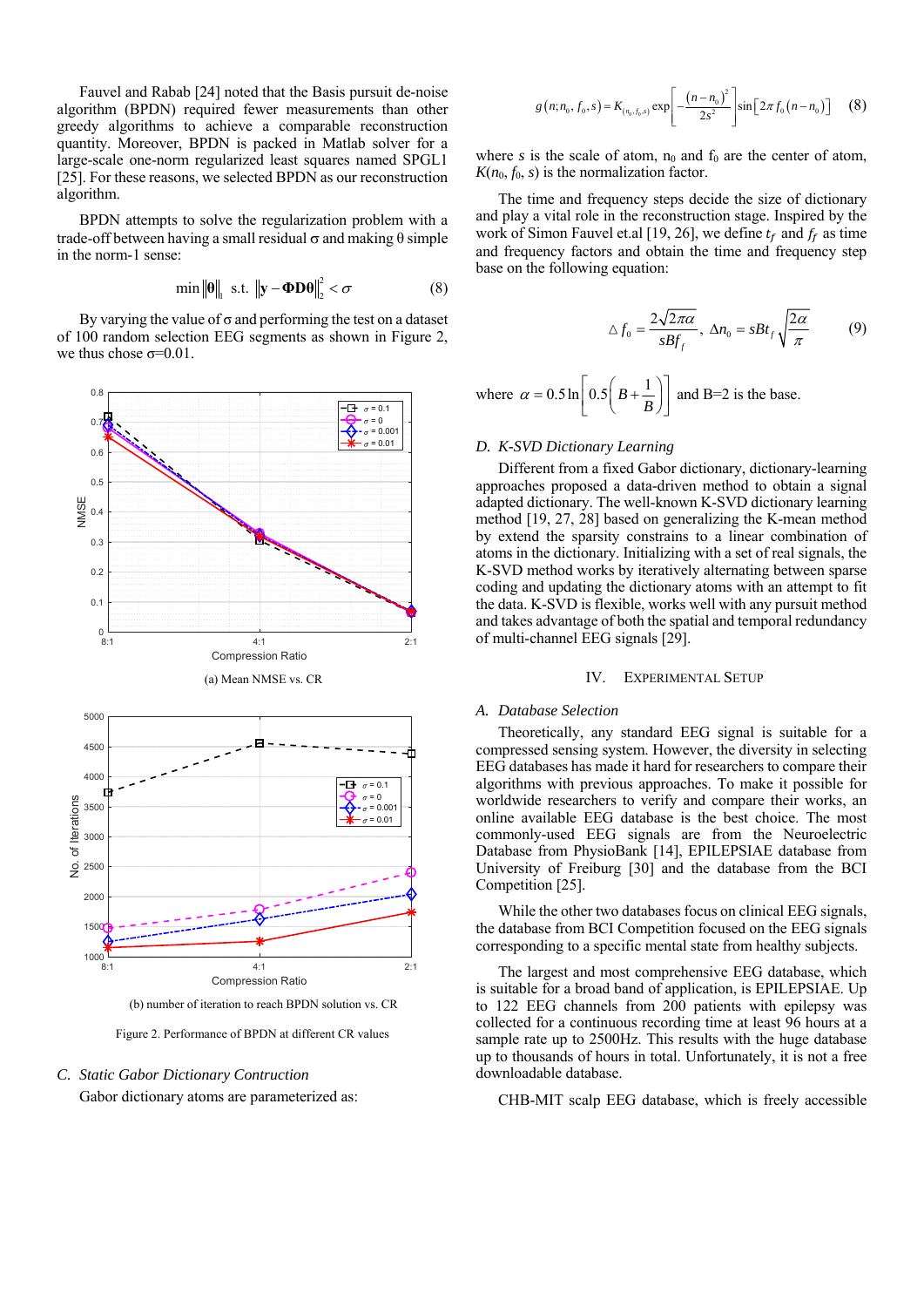Fauvel and Rabab [24] noted that the Basis pursuit de-noise algorithm (BPDN) required fewer measurements than other greedy algorithms to achieve a comparable reconstruction quantity. Moreover, BPDN is packed in Matlab solver for a large-scale one-norm regularized least squares named SPGL1 [25]. For these reasons, we selected BPDN as our reconstruction algorithm.

BPDN attempts to solve the regularization problem with a trade-off between having a small residual σ and making θ simple in the norm-1 sense:

$$\min \|\boldsymbol{\theta}\|_1 \;\; \text{s.t.} \;\; \|\mathbf{y} - \boldsymbol{\Phi}\mathbf{D}\boldsymbol{\theta}\|_2^2 < \sigma \qquad (8)$$

By varying the value of σ and performing the test on a dataset of 100 random selection EEG segments as shown in Figure 2, we thus chose σ=0.01.

(a) Mean NMSE vs. CR

(b) number of iteration to reach BPDN solution vs. CR

Figure 2. Performance of BPDN at different CR values

## C. Static Gabor Dictionary Contruction

Gabor dictionary atoms are parameterized as:

$$g(n; n_0, f_0, s) = K_{(n_0, f_0, s)} \exp\left[-\frac{(n-n_0)^2}{2s^2}\right] \sin\left[2\pi f_0 (n - n_0)\right] \qquad (8)$$

where $s$ is the scale of atom, $n_0$ and $f_0$ are the center of atom, $K(n_0, f_0, s)$ is the normalization factor.

The time and frequency steps decide the size of dictionary and play a vital role in the reconstruction stage. Inspired by the work of Simon Fauvel et.al [19, 26], we define $t_f$ and $f_f$ as time and frequency factors and obtain the time and frequency step base on the following equation:

$$\triangle f_0 = \frac{2\sqrt{2\pi\alpha}}{sBf_f}, \;\; \Delta n_0 = sBt_f\sqrt{\frac{2\alpha}{\pi}} \qquad (9)$$

where $\alpha = 0.5 \ln\left[0.5\left(B + \frac{1}{B}\right)\right]$ and B=2 is the base.

## D. K-SVD Dictionary Learning

Different from a fixed Gabor dictionary, dictionary-learning approaches proposed a data-driven method to obtain a signal adapted dictionary. The well-known K-SVD dictionary learning method [19, 27, 28] based on generalizing the K-mean method by extend the sparsity constrains to a linear combination of atoms in the dictionary. Initializing with a set of real signals, the K-SVD method works by iteratively alternating between sparse coding and updating the dictionary atoms with an attempt to fit the data. K-SVD is flexible, works well with any pursuit method and takes advantage of both the spatial and temporal redundancy of multi-channel EEG signals [29].

# IV. Experimental Setup

## A. Database Selection

Theoretically, any standard EEG signal is suitable for a compressed sensing system. However, the diversity in selecting EEG databases has made it hard for researchers to compare their algorithms with previous approaches. To make it possible for worldwide researchers to verify and compare their works, an online available EEG database is the best choice. The most commonly-used EEG signals are from the Neuroelectric Database from PhysioBank [14], EPILEPSIAE database from University of Freiburg [30] and the database from the BCI Competition [25].

While the other two databases focus on clinical EEG signals, the database from BCI Competition focused on the EEG signals corresponding to a specific mental state from healthy subjects.

The largest and most comprehensive EEG database, which is suitable for a broad band of application, is EPILEPSIAE. Up to 122 EEG channels from 200 patients with epilepsy was collected for a continuous recording time at least 96 hours at a sample rate up to 2500Hz. This results with the huge database up to thousands of hours in total. Unfortunately, it is not a free downloadable database.

CHB-MIT scalp EEG database, which is freely accessible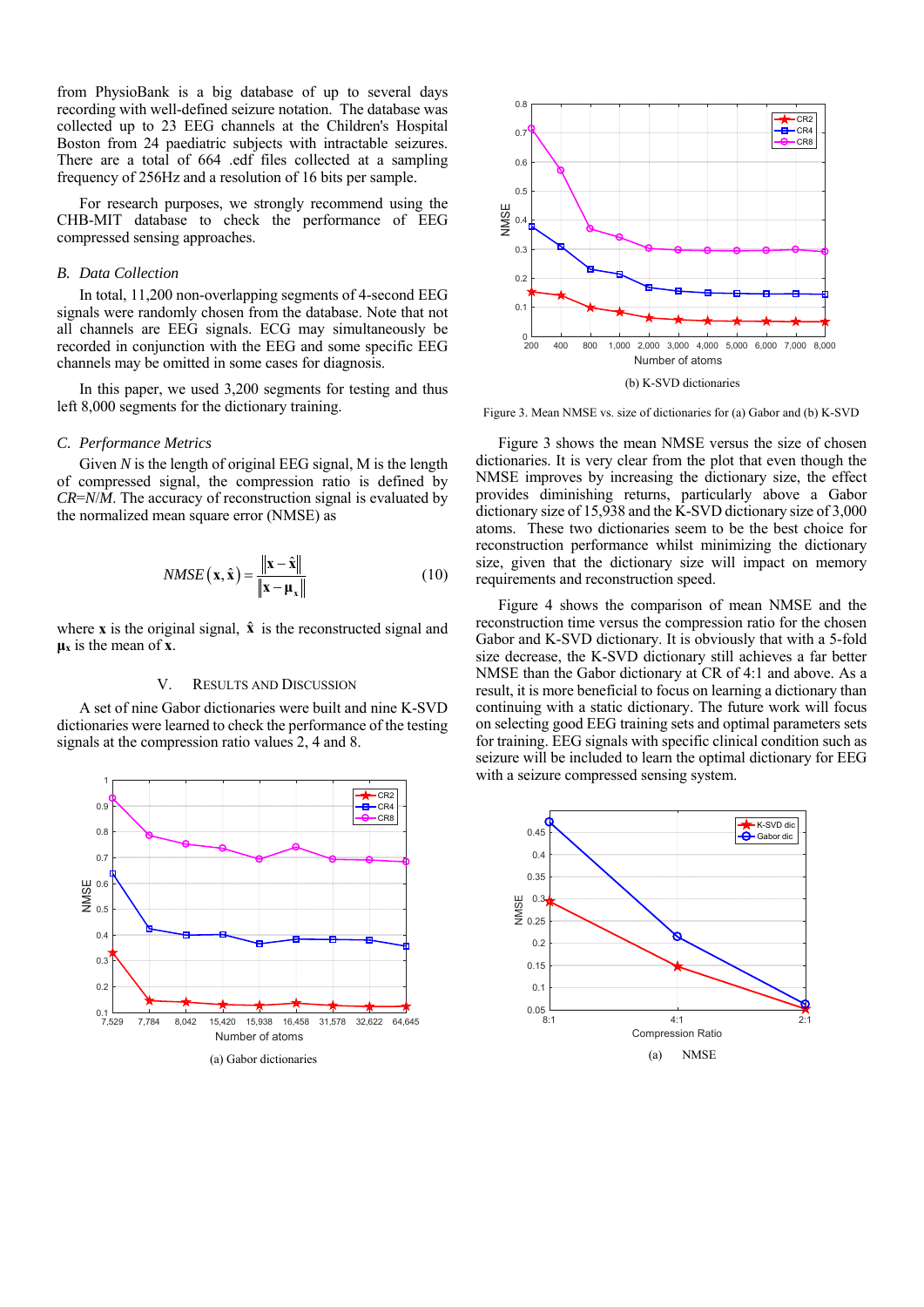from PhysioBank is a big database of up to several days recording with well-defined seizure notation. The database was collected up to 23 EEG channels at the Children's Hospital Boston from 24 paediatric subjects with intractable seizures. There are a total of 664 .edf files collected at a sampling frequency of 256Hz and a resolution of 16 bits per sample.

For research purposes, we strongly recommend using the CHB-MIT database to check the performance of EEG compressed sensing approaches.

### B. Data Collection

In total, 11,200 non-overlapping segments of 4-second EEG signals were randomly chosen from the database. Note that not all channels are EEG signals. ECG may simultaneously be recorded in conjunction with the EEG and some specific EEG channels may be omitted in some cases for diagnosis.

In this paper, we used 3,200 segments for testing and thus left 8,000 segments for the dictionary training.

### C. Performance Metrics

Given *N* is the length of original EEG signal, M is the length of compressed signal, the compression ratio is defined by $CR = N/M$. The accuracy of reconstruction signal is evaluated by the normalized mean square error (NMSE) as

$$NMSE(\mathbf{x}, \hat{\mathbf{x}}) = \frac{\|\mathbf{x} - \hat{\mathbf{x}}\|}{\|\mathbf{x} - \boldsymbol{\mu}_{\mathbf{x}}\|} \tag{10}$$

where $\mathbf{x}$ is the original signal, $\hat{\mathbf{x}}$ is the reconstructed signal and $\boldsymbol{\mu}_{\mathbf{x}}$ is the mean of $\mathbf{x}$.

## V. Results and Discussion

A set of nine Gabor dictionaries were built and nine K-SVD dictionaries were learned to check the performance of the testing signals at the compression ratio values 2, 4 and 8.

(a) Gabor dictionaries

(b) K-SVD dictionaries

Figure 3. Mean NMSE vs. size of dictionaries for (a) Gabor and (b) K-SVD

Figure 3 shows the mean NMSE versus the size of chosen dictionaries. It is very clear from the plot that even though the NMSE improves by increasing the dictionary size, the effect provides diminishing returns, particularly above a Gabor dictionary size of 15,938 and the K-SVD dictionary size of 3,000 atoms. These two dictionaries seem to be the best choice for reconstruction performance whilst minimizing the dictionary size, given that the dictionary size will impact on memory requirements and reconstruction speed.

Figure 4 shows the comparison of mean NMSE and the reconstruction time versus the compression ratio for the chosen Gabor and K-SVD dictionary. It is obviously that with a 5-fold size decrease, the K-SVD dictionary still achieves a far better NMSE than the Gabor dictionary at CR of 4:1 and above. As a result, it is more beneficial to focus on learning a dictionary than continuing with a static dictionary. The future work will focus on selecting good EEG training sets and optimal parameters sets for training. EEG signals with specific clinical condition such as seizure will be included to learn the optimal dictionary for EEG with a seizure compressed sensing system.

(a) NMSE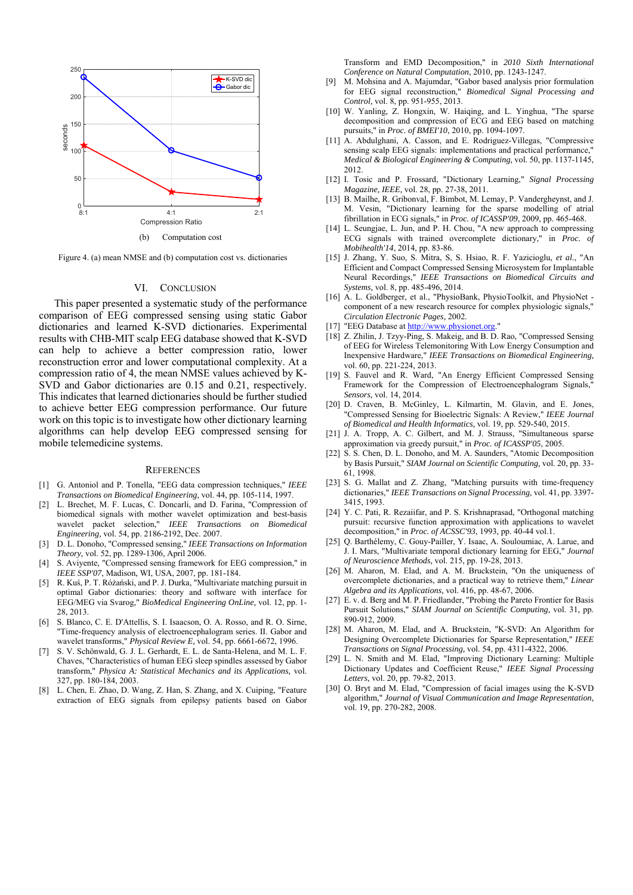250
200
150
100
50
0
seconds
8:1
4:1
2:1
Compression Ratio
K-SVD dic
Gabor dic

(b) Computation cost

Figure 4. (a) mean NMSE and (b) computation cost vs. dictionaries

## VI. Conclusion

This paper presented a systematic study of the performance comparison of EEG compressed sensing using static Gabor dictionaries and learned K-SVD dictionaries. Experimental results with CHB-MIT scalp EEG database showed that K-SVD can help to achieve a better compression ratio, lower reconstruction error and lower computational complexity. At a compression ratio of 4, the mean NMSE values achieved by K-SVD and Gabor dictionaries are 0.15 and 0.21, respectively. This indicates that learned dictionaries should be further studied to achieve better EEG compression performance. Our future work on this topic is to investigate how other dictionary learning algorithms can help develop EEG compressed sensing for mobile telemedicine systems.

## References

[1] G. Antoniol and P. Tonella, "EEG data compression techniques," *IEEE Transactions on Biomedical Engineering,* vol. 44, pp. 105-114, 1997.

[2] L. Brechet, M. F. Lucas, C. Doncarli, and D. Farina, "Compression of biomedical signals with mother wavelet optimization and best-basis wavelet packet selection," *IEEE Transactions on Biomedical Engineering,* vol. 54, pp. 2186-2192, Dec. 2007.

[3] D. L. Donoho, "Compressed sensing," *IEEE Transactions on Information Theory,* vol. 52, pp. 1289-1306, April 2006.

[4] S. Aviyente, "Compressed sensing framework for EEG compression," in *IEEE SSP'07*, Madison, WI, USA, 2007, pp. 181-184.

[5] R. Kuś, P. T. Różański, and P. J. Durka, "Multivariate matching pursuit in optimal Gabor dictionaries: theory and software with interface for EEG/MEG via Svarog," *BioMedical Engineering OnLine,* vol. 12, pp. 1-28, 2013.

[6] S. Blanco, C. E. D'Attellis, S. I. Isaacson, O. A. Rosso, and R. O. Sirne, "Time-frequency analysis of electroencephalogram series. II. Gabor and wavelet transforms," *Physical Review E,* vol. 54, pp. 6661-6672, 1996.

[7] S. V. Schönwald, G. J. L. Gerhardt, E. L. de Santa-Helena, and M. L. F. Chaves, "Characteristics of human EEG sleep spindles assessed by Gabor transform," *Physica A: Statistical Mechanics and its Applications,* vol. 327, pp. 180-184, 2003.

[8] L. Chen, E. Zhao, D. Wang, Z. Han, S. Zhang, and X. Cuiping, "Feature extraction of EEG signals from epilepsy patients based on Gabor Transform and EMD Decomposition," in *2010 Sixth International Conference on Natural Computation*, 2010, pp. 1243-1247.

[9] M. Mohsina and A. Majumdar, "Gabor based analysis prior formulation for EEG signal reconstruction," *Biomedical Signal Processing and Control,* vol. 8, pp. 951-955, 2013.

[10] W. Yanling, Z. Hongxin, W. Haiqing, and L. Yinghua, "The sparse decomposition and compression of ECG and EEG based on matching pursuits," in *Proc. of BMEI'10*, 2010, pp. 1094-1097.

[11] A. Abdulghani, A. Casson, and E. Rodriguez-Villegas, "Compressive sensing scalp EEG signals: implementations and practical performance," *Medical & Biological Engineering & Computing,* vol. 50, pp. 1137-1145, 2012.

[12] I. Tosic and P. Frossard, "Dictionary Learning," *Signal Processing Magazine, IEEE,* vol. 28, pp. 27-38, 2011.

[13] B. Mailhe, R. Gribonval, F. Bimbot, M. Lemay, P. Vandergheynst, and J. M. Vesin, "Dictionary learning for the sparse modelling of atrial fibrillation in ECG signals," in *Proc. of ICASSP'09*, 2009, pp. 465-468.

[14] L. Seungjae, L. Jun, and P. H. Chou, "A new approach to compressing ECG signals with trained overcomplete dictionary," in *Proc. of Mobihealth'14*, 2014, pp. 83-86.

[15] J. Zhang, Y. Suo, S. Mitra, S, S. Hsiao, R. F. Yazicioglu, *et al.*, "An Efficient and Compact Compressed Sensing Microsystem for Implantable Neural Recordings," *IEEE Transactions on Biomedical Circuits and Systems,* vol. 8, pp. 485-496, 2014.

[16] A. L. Goldberger, et al., "PhysioBank, PhysioToolkit, and PhysioNet - component of a new research resource for complex physiologic signals," *Circulation Electronic Pages,* 2002.

[17] "EEG Database at http://www.physionet.org."

[18] Z. Zhilin, J. Tzyy-Ping, S. Makeig, and B. D. Rao, "Compressed Sensing of EEG for Wireless Telemonitoring With Low Energy Consumption and Inexpensive Hardware," *IEEE Transactions on Biomedical Engineering,* vol. 60, pp. 221-224, 2013.

[19] S. Fauvel and R. Ward, "An Energy Efficient Compressed Sensing Framework for the Compression of Electroencephalogram Signals," *Sensors,* vol. 14, 2014.

[20] D. Craven, B. McGinley, L. Kilmartin, M. Glavin, and E. Jones, "Compressed Sensing for Bioelectric Signals: A Review," *IEEE Journal of Biomedical and Health Informatics,* vol. 19, pp. 529-540, 2015.

[21] J. A. Tropp, A. C. Gilbert, and M. J. Strauss, "Simultaneous sparse approximation via greedy pursuit," in *Proc. of ICASSP'05*, 2005.

[22] S. S. Chen, D. L. Donoho, and M. A. Saunders, "Atomic Decomposition by Basis Pursuit," *SIAM Journal on Scientific Computing,* vol. 20, pp. 33-61, 1998.

[23] S. G. Mallat and Z. Zhang, "Matching pursuits with time-frequency dictionaries," *IEEE Transactions on Signal Processing,* vol. 41, pp. 3397-3415, 1993.

[24] Y. C. Pati, R. Rezaiifar, and P. S. Krishnaprasad, "Orthogonal matching pursuit: recursive function approximation with applications to wavelet decomposition," in *Proc. of ACSSC'93*, 1993, pp. 40-44 vol.1.

[25] Q. Barthélemy, C. Gouy-Pailler, Y. Isaac, A. Souloumiac, A. Larue, and J. I. Mars, "Multivariate temporal dictionary learning for EEG," *Journal of Neuroscience Methods,* vol. 215, pp. 19-28, 2013.

[26] M. Aharon, M. Elad, and A. M. Bruckstein, "On the uniqueness of overcomplete dictionaries, and a practical way to retrieve them," *Linear Algebra and its Applications,* vol. 416, pp. 48-67, 2006.

[27] E. v. d. Berg and M. P. Friedlander, "Probing the Pareto Frontier for Basis Pursuit Solutions," *SIAM Journal on Scientific Computing,* vol. 31, pp. 890-912, 2009.

[28] M. Aharon, M. Elad, and A. Bruckstein, "K-SVD: An Algorithm for Designing Overcomplete Dictionaries for Sparse Representation," *IEEE Transactions on Signal Processing,* vol. 54, pp. 4311-4322, 2006.

[29] L. N. Smith and M. Elad, "Improving Dictionary Learning: Multiple Dictionary Updates and Coefficient Reuse," *IEEE Signal Processing Letters,* vol. 20, pp. 79-82, 2013.

[30] O. Bryt and M. Elad, "Compression of facial images using the K-SVD algorithm," *Journal of Visual Communication and Image Representation,* vol. 19, pp. 270-282, 2008.